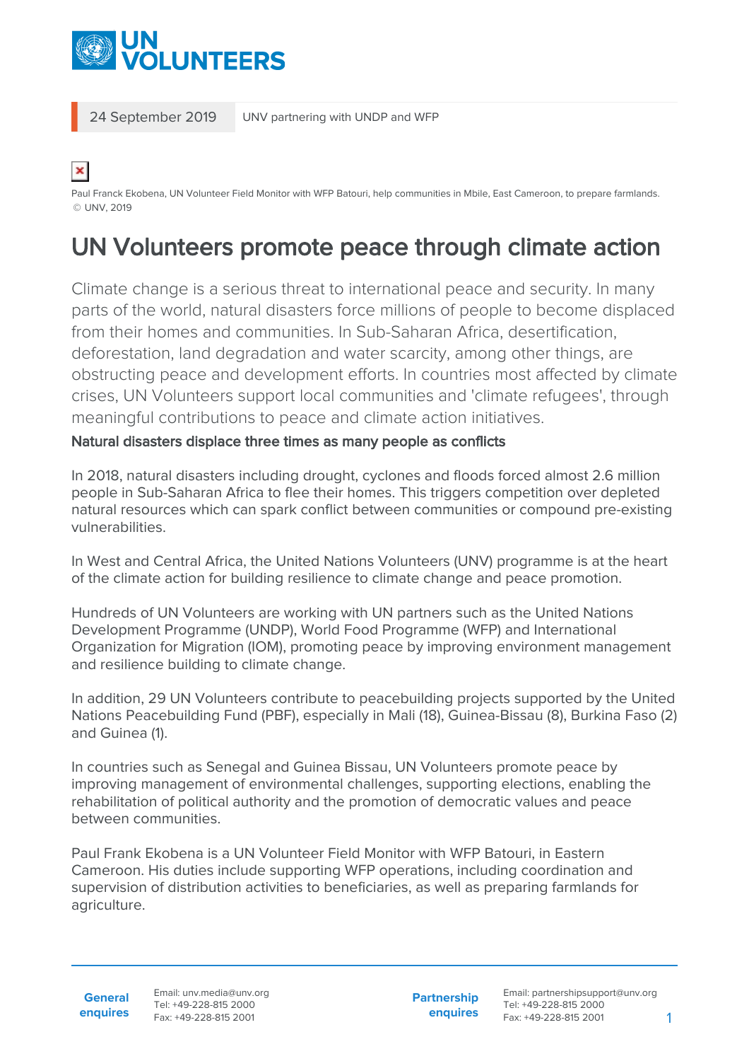24 September 2019 | UNV partnering with UNDP and WFP

Paul Franck Ekobena, UN Volunteer Field Monitor with WFP Batouri, help communities in Mbile, East Cameroon, to prepare farmlands. © UNV, 2019

# UN Volunteers promote peace through climate action

Climate change is a serious threat to international peace and security. In many parts of the world, natural disasters force millions of people to become displaced from their homes and communities. In Sub-Saharan Africa, desertification, deforestation, land degradation and water scarcity, among other things, are obstructing peace and development efforts. In countries most affected by climate crises, UN Volunteers support local communities and 'climate refugees', through meaningful contributions to peace and climate action initiatives.

**Natural disasters displace three times as many people as conflicts**

In 2018, natural disasters including drought, cyclones and floods forced almost 2.6 million people in Sub-Saharan Africa to flee their homes. This triggers competition over depleted natural resources which can spark conflict between communities or compound pre-existing vulnerabilities.

In West and Central Africa, the United Nations Volunteers (UNV) programme is at the heart of the climate action for building resilience to climate change and peace promotion.

Hundreds of UN Volunteers are working with UN partners such as the United Nations Development Programme (UNDP), World Food Programme (WFP) and International Organization for Migration (IOM), promoting peace by improving environment management and resilience building to climate change.

In addition, 29 UN Volunteers contribute to peacebuilding projects supported by the United Nations Peacebuilding Fund (PBF), especially in Mali (18), Guinea-Bissau (8), Burkina Faso (2) and Guinea (1).

In countries such as Senegal and Guinea Bissau, UN Volunteers promote peace by improving management of environmental challenges, supporting elections, enabling the rehabilitation of political authority and the promotion of democratic values and peace between communities.

Paul Frank Ekobena is a UN Volunteer Field Monitor with WFP Batouri, in Eastern Cameroon. His duties include supporting WFP operations, including coordination and supervision of distribution activities to beneficiaries, as well as preparing farmlands for agriculture.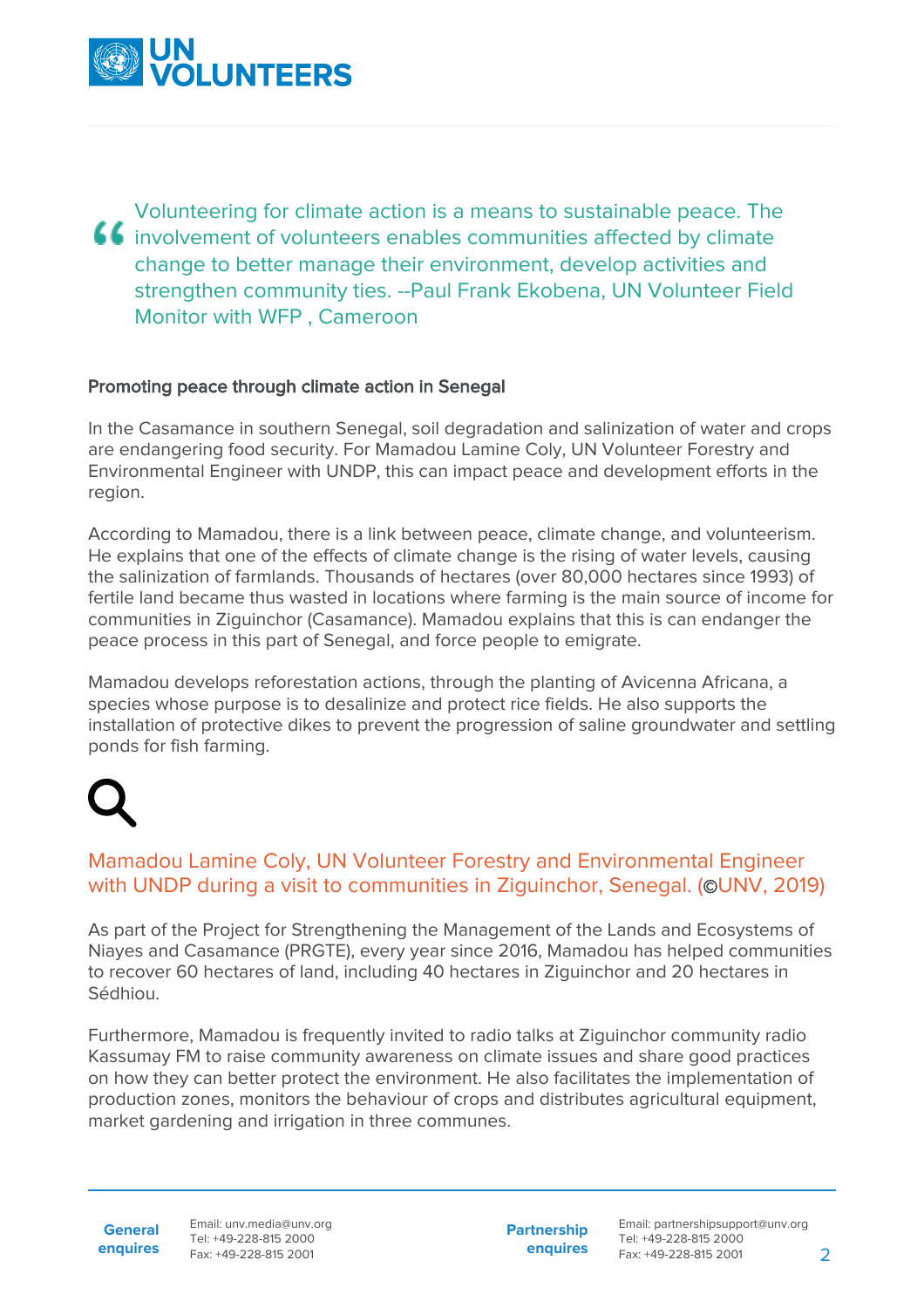> Volunteering for climate action is a means to sustainable peace. The involvement of volunteers enables communities affected by climate change to better manage their environment, develop activities and strengthen community ties. --Paul Frank Ekobena, UN Volunteer Field Monitor with WFP , Cameroon

### Promoting peace through climate action in Senegal

In the Casamance in southern Senegal, soil degradation and salinization of water and crops are endangering food security. For Mamadou Lamine Coly, UN Volunteer Forestry and Environmental Engineer with UNDP, this can impact peace and development efforts in the region.

According to Mamadou, there is a link between peace, climate change, and volunteerism. He explains that one of the effects of climate change is the rising of water levels, causing the salinization of farmlands. Thousands of hectares (over 80,000 hectares since 1993) of fertile land became thus wasted in locations where farming is the main source of income for communities in Ziguinchor (Casamance). Mamadou explains that this is can endanger the peace process in this part of Senegal, and force people to emigrate.

Mamadou develops reforestation actions, through the planting of Avicenna Africana, a species whose purpose is to desalinize and protect rice fields. He also supports the installation of protective dikes to prevent the progression of saline groundwater and settling ponds for fish farming.

Mamadou Lamine Coly, UN Volunteer Forestry and Environmental Engineer with UNDP during a visit to communities in Ziguinchor, Senegal. (©UNV, 2019)

As part of the Project for Strengthening the Management of the Lands and Ecosystems of Niayes and Casamance (PRGTE), every year since 2016, Mamadou has helped communities to recover 60 hectares of land, including 40 hectares in Ziguinchor and 20 hectares in Sédhiou.

Furthermore, Mamadou is frequently invited to radio talks at Ziguinchor community radio Kassumay FM to raise community awareness on climate issues and share good practices on how they can better protect the environment. He also facilitates the implementation of production zones, monitors the behaviour of crops and distributes agricultural equipment, market gardening and irrigation in three communes.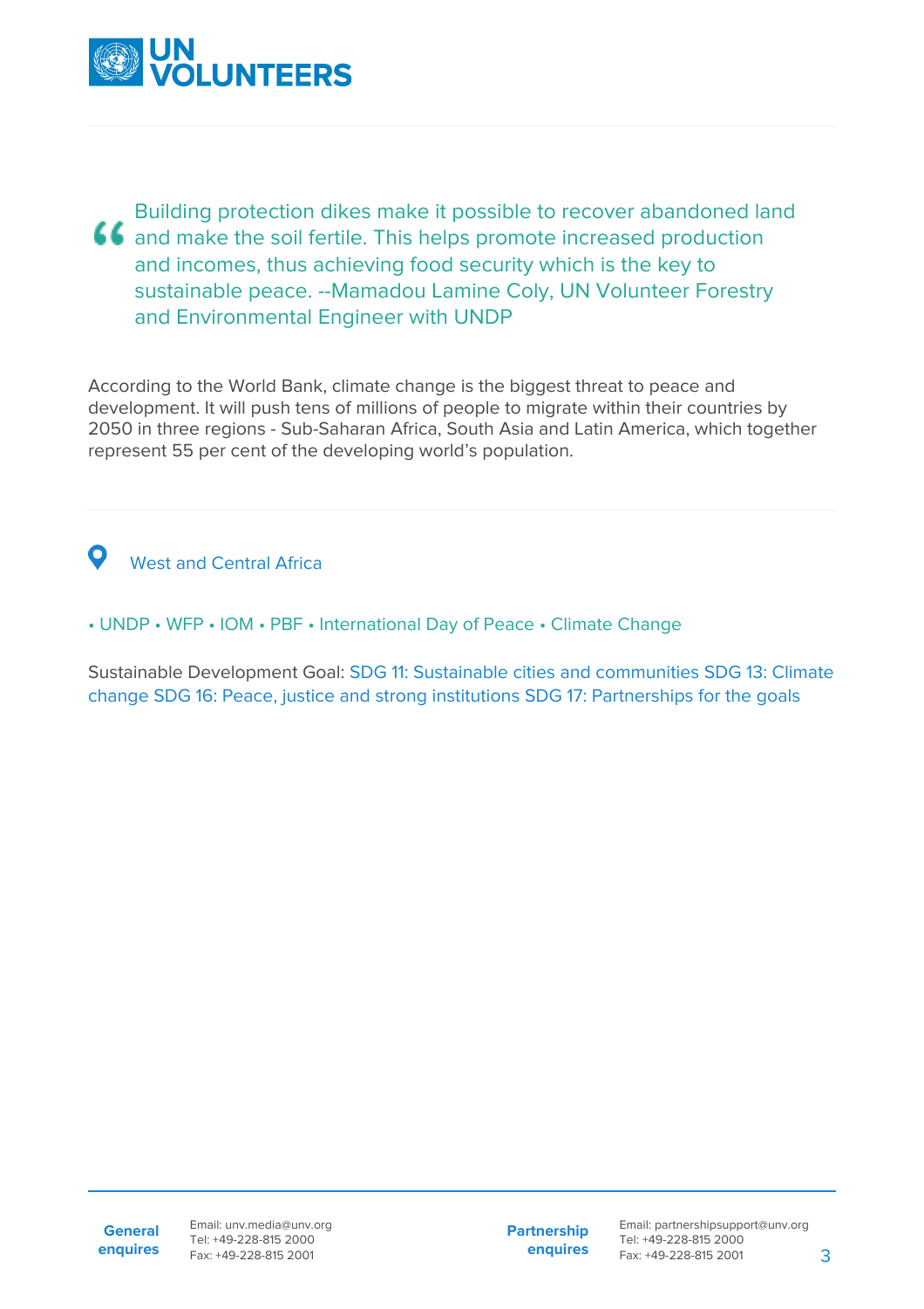> “ Building protection dikes make it possible to recover abandoned land and make the soil fertile. This helps promote increased production and incomes, thus achieving food security which is the key to sustainable peace. --Mamadou Lamine Coly, UN Volunteer Forestry and Environmental Engineer with UNDP

According to the World Bank, climate change is the biggest threat to peace and development. It will push tens of millions of people to migrate within their countries by 2050 in three regions - Sub-Saharan Africa, South Asia and Latin America, which together represent 55 per cent of the developing world's population.

West and Central Africa

• UNDP • WFP • IOM • PBF • International Day of Peace • Climate Change

Sustainable Development Goal: SDG 11: Sustainable cities and communities SDG 13: Climate change SDG 16: Peace, justice and strong institutions SDG 17: Partnerships for the goals

**General enquires**
Email: unv.media@unv.org
Tel: +49-228-815 2000
Fax: +49-228-815 2001

**Partnership enquires**
Email: partnershipsupport@unv.org
Tel: +49-228-815 2000
Fax: +49-228-815 2001